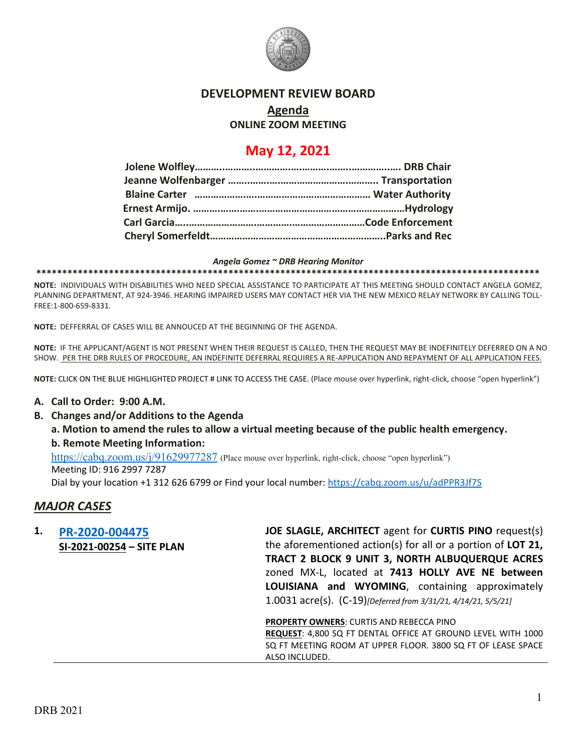# DEVELOPMENT REVIEW BOARD

## Agenda

### ONLINE ZOOM MEETING

## May 12, 2021

**Jolene Wolfley…………………………………………………………….. DRB Chair**
**Jeanne Wolfenbarger …………………………………………….. Transportation**
**Blaine Carter ………………………………………………………… Water Authority**
**Ernest Armijo. ………………………………………………………………Hydrology**
**Carl Garcia……………………………………………………………Code Enforcement**
**Cheryl Somerfeldt………………………………………………………..Parks and Rec**

***Angela Gomez ~ DRB Hearing Monitor***

**********************************************************************************************************

**NOTE:** INDIVIDUALS WITH DISABILITIES WHO NEED SPECIAL ASSISTANCE TO PARTICIPATE AT THIS MEETING SHOULD CONTACT ANGELA GOMEZ, PLANNING DEPARTMENT, AT 924-3946. HEARING IMPAIRED USERS MAY CONTACT HER VIA THE NEW MEXICO RELAY NETWORK BY CALLING TOLL-FREE:1-800-659-8331.

**NOTE:** DEFFERRAL OF CASES WILL BE ANNOUCED AT THE BEGINNING OF THE AGENDA.

**NOTE:** IF THE APPLICANT/AGENT IS NOT PRESENT WHEN THEIR REQUEST IS CALLED, THEN THE REQUEST MAY BE INDEFINITELY DEFERRED ON A NO SHOW. PER THE DRB RULES OF PROCEDURE, AN INDEFINITE DEFERRAL REQUIRES A RE-APPLICATION AND REPAYMENT OF ALL APPLICATION FEES.

**NOTE:** CLICK ON THE BLUE HIGHLIGHTED PROJECT # LINK TO ACCESS THE CASE. (Place mouse over hyperlink, right-click, choose "open hyperlink")

**A. Call to Order: 9:00 A.M.**

**B. Changes and/or Additions to the Agenda**

**a. Motion to amend the rules to allow a virtual meeting because of the public health emergency.**

**b. Remote Meeting Information:**

https://cabq.zoom.us/j/91629977287 (Place mouse over hyperlink, right-click, choose "open hyperlink")
Meeting ID: 916 2997 7287
Dial by your location +1 312 626 6799 or Find your local number: https://cabq.zoom.us/u/adPPR3Jf7S

## *MAJOR CASES*

**1. PR-2020-004475**
**SI-2021-00254 – SITE PLAN**

**JOE SLAGLE, ARCHITECT** agent for **CURTIS PINO** request(s) the aforementioned action(s) for all or a portion of **LOT 21, TRACT 2 BLOCK 9 UNIT 3, NORTH ALBUQUERQUE ACRES** zoned MX-L, located at **7413 HOLLY AVE NE between LOUISIANA and WYOMING**, containing approximately 1.0031 acre(s). (C-19)*[Deferred from 3/31/21, 4/14/21, 5/5/21]*

**PROPERTY OWNERS**: CURTIS AND REBECCA PINO
**REQUEST**: 4,800 SQ FT DENTAL OFFICE AT GROUND LEVEL WITH 1000 SQ FT MEETING ROOM AT UPPER FLOOR. 3800 SQ FT OF LEASE SPACE ALSO INCLUDED.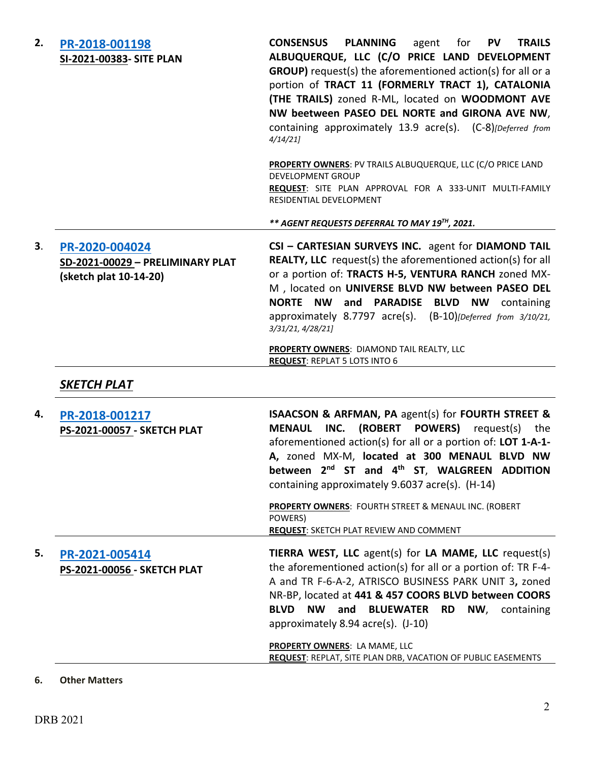**2.** **[PR-2018-001198](#)**
**SI-2021-00383- SITE PLAN**

**CONSENSUS PLANNING** agent for **PV TRAILS ALBUQUERQUE, LLC (C/O PRICE LAND DEVELOPMENT GROUP)** request(s) the aforementioned action(s) for all or a portion of **TRACT 11 (FORMERLY TRACT 1), CATALONIA (THE TRAILS)** zoned R-ML, located on **WOODMONT AVE NW beetween PASEO DEL NORTE and GIRONA AVE NW**, containing approximately 13.9 acre(s). (C-8)*[Deferred from 4/14/21]*

**PROPERTY OWNERS**: PV TRAILS ALBUQUERQUE, LLC (C/O PRICE LAND DEVELOPMENT GROUP
**REQUEST**: SITE PLAN APPROVAL FOR A 333-UNIT MULTI-FAMILY RESIDENTIAL DEVELOPMENT

***\*\* AGENT REQUESTS DEFERRAL TO MAY 19TH, 2021.***

---

**3.** **[PR-2020-004024](#)**
**SD-2021-00029 – PRELIMINARY PLAT (sketch plat 10-14-20)**

**CSI – CARTESIAN SURVEYS INC.** agent for **DIAMOND TAIL REALTY, LLC** request(s) the aforementioned action(s) for all or a portion of: **TRACTS H-5, VENTURA RANCH** zoned MX-M , located on **UNIVERSE BLVD NW between PASEO DEL NORTE NW and PARADISE BLVD NW** containing approximately 8.7797 acre(s). (B-10)*[Deferred from 3/10/21, 3/31/21, 4/28/21]*

**PROPERTY OWNERS**: DIAMOND TAIL REALTY, LLC
**REQUEST**: REPLAT 5 LOTS INTO 6

---

## ***SKETCH PLAT***

---

**4.** **[PR-2018-001217](#)**
**PS-2021-00057 - SKETCH PLAT**

**ISAACSON & ARFMAN, PA** agent(s) for **FOURTH STREET & MENAUL INC. (ROBERT POWERS)** request(s) the aforementioned action(s) for all or a portion of: **LOT 1-A-1-A,** zoned MX-M, **located at 300 MENAUL BLVD NW between 2nd ST and 4th ST**, **WALGREEN ADDITION** containing approximately 9.6037 acre(s). (H-14)

**PROPERTY OWNERS**: FOURTH STREET & MENAUL INC. (ROBERT POWERS)
**REQUEST**: SKETCH PLAT REVIEW AND COMMENT

---

**5.** **[PR-2021-005414](#)**
**PS-2021-00056 - SKETCH PLAT**

**TIERRA WEST, LLC** agent(s) for **LA MAME, LLC** request(s) the aforementioned action(s) for all or a portion of: TR F-4-A and TR F-6-A-2, ATRISCO BUSINESS PARK UNIT 3**,** zoned NR-BP, located at **441 & 457 COORS BLVD between COORS BLVD NW and BLUEWATER RD NW**, containing approximately 8.94 acre(s). (J-10)

**PROPERTY OWNERS**: LA MAME, LLC
**REQUEST**: REPLAT, SITE PLAN DRB, VACATION OF PUBLIC EASEMENTS

---

**6.** **Other Matters**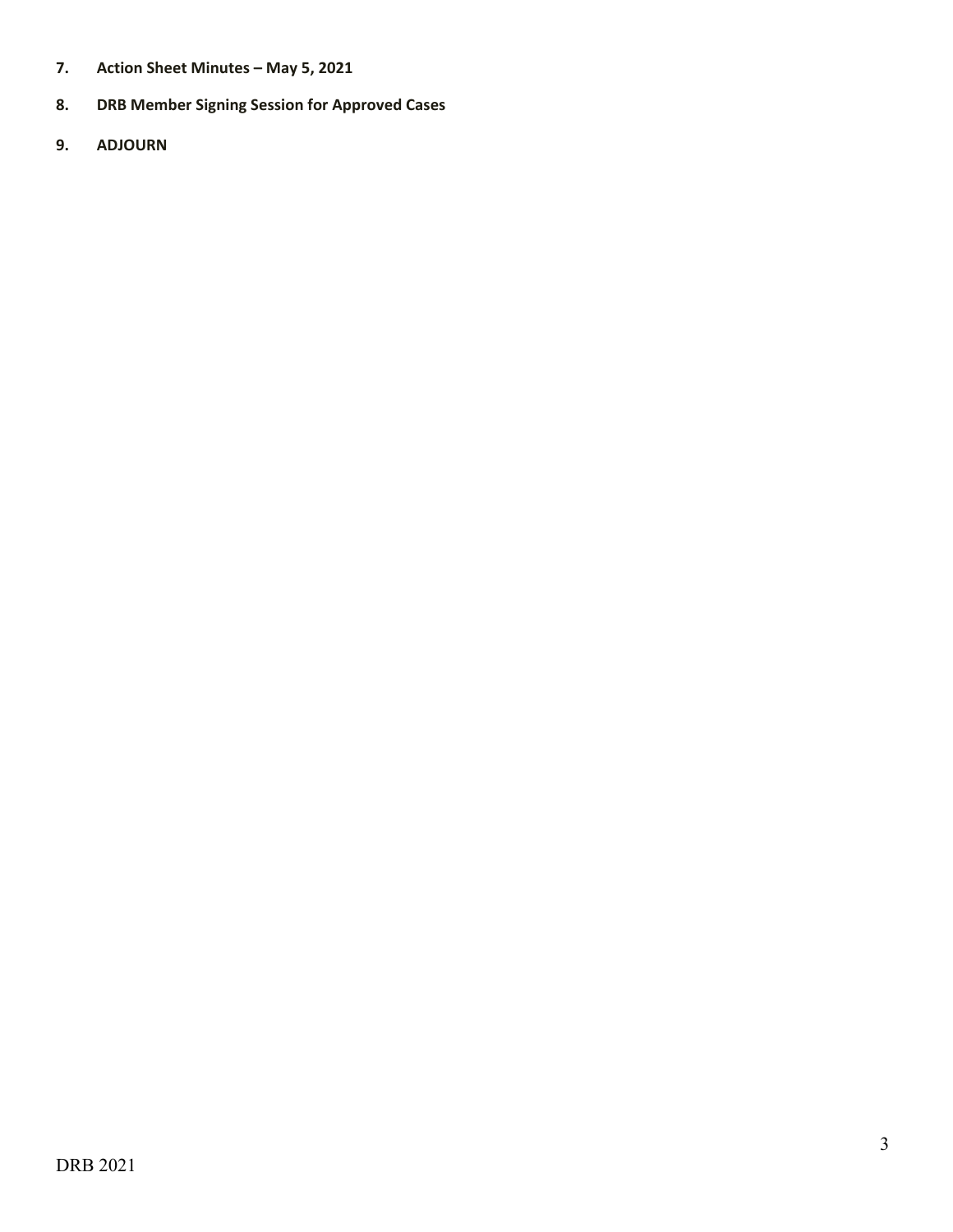7. **Action Sheet Minutes – May 5, 2021**

8. **DRB Member Signing Session for Approved Cases**

9. **ADJOURN**